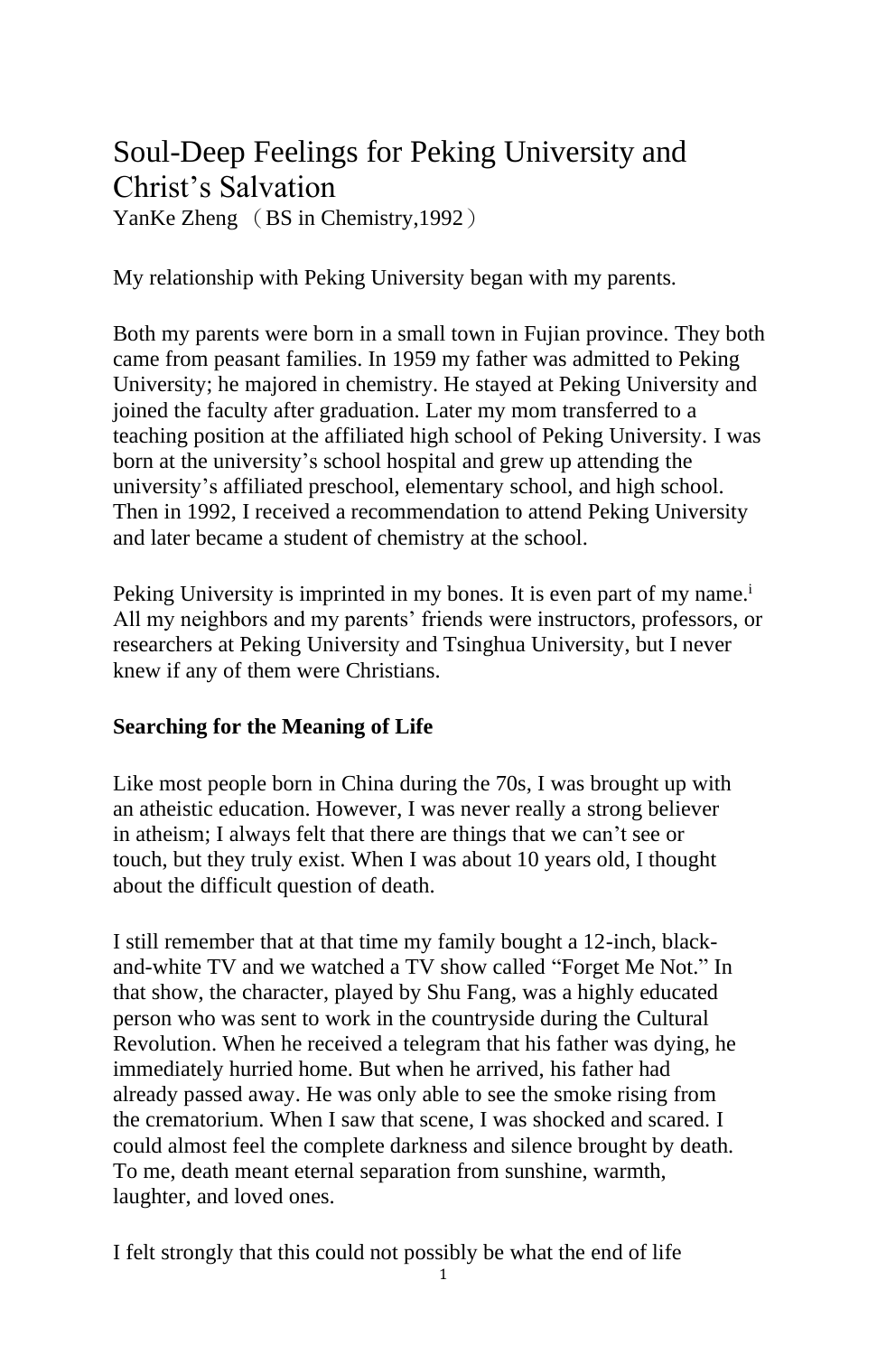# Soul-Deep Feelings for Peking University and Christ's Salvation

YanKe Zheng （BS in Chemistry,1992）

My relationship with Peking University began with my parents.

Both my parents were born in a small town in Fujian province. They both came from peasant families. In 1959 my father was admitted to Peking University; he majored in chemistry. He stayed at Peking University and joined the faculty after graduation. Later my mom transferred to a teaching position at the affiliated high school of Peking University. I was born at the university's school hospital and grew up attending the university's affiliated preschool, elementary school, and high school. Then in 1992, I received a recommendation to attend Peking University and later became a student of chemistry at the school.

Peking University is imprinted in my bones. It is even part of my name.[i] All my neighbors and my parents' friends were instructors, professors, or researchers at Peking University and Tsinghua University, but I never knew if any of them were Christians.

**Searching for the Meaning of Life**

Like most people born in China during the 70s, I was brought up with an atheistic education. However, I was never really a strong believer in atheism; I always felt that there are things that we can't see or touch, but they truly exist. When I was about 10 years old, I thought about the difficult question of death.

I still remember that at that time my family bought a 12-inch, black-and-white TV and we watched a TV show called "Forget Me Not." In that show, the character, played by Shu Fang, was a highly educated person who was sent to work in the countryside during the Cultural Revolution. When he received a telegram that his father was dying, he immediately hurried home. But when he arrived, his father had already passed away. He was only able to see the smoke rising from the crematorium. When I saw that scene, I was shocked and scared. I could almost feel the complete darkness and silence brought by death. To me, death meant eternal separation from sunshine, warmth, laughter, and loved ones.

I felt strongly that this could not possibly be what the end of life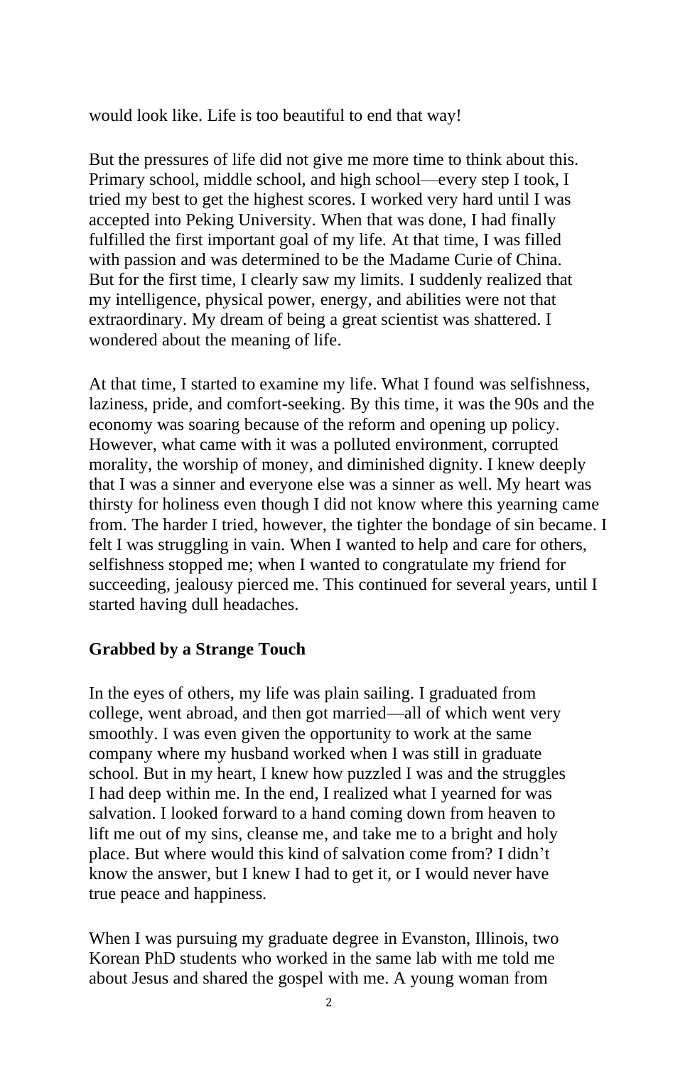would look like. Life is too beautiful to end that way!

But the pressures of life did not give me more time to think about this. Primary school, middle school, and high school—every step I took, I tried my best to get the highest scores. I worked very hard until I was accepted into Peking University. When that was done, I had finally fulfilled the first important goal of my life. At that time, I was filled with passion and was determined to be the Madame Curie of China. But for the first time, I clearly saw my limits. I suddenly realized that my intelligence, physical power, energy, and abilities were not that extraordinary. My dream of being a great scientist was shattered. I wondered about the meaning of life.

At that time, I started to examine my life. What I found was selfishness, laziness, pride, and comfort-seeking. By this time, it was the 90s and the economy was soaring because of the reform and opening up policy. However, what came with it was a polluted environment, corrupted morality, the worship of money, and diminished dignity. I knew deeply that I was a sinner and everyone else was a sinner as well. My heart was thirsty for holiness even though I did not know where this yearning came from. The harder I tried, however, the tighter the bondage of sin became. I felt I was struggling in vain. When I wanted to help and care for others, selfishness stopped me; when I wanted to congratulate my friend for succeeding, jealousy pierced me. This continued for several years, until I started having dull headaches.

## Grabbed by a Strange Touch

In the eyes of others, my life was plain sailing. I graduated from college, went abroad, and then got married—all of which went very smoothly. I was even given the opportunity to work at the same company where my husband worked when I was still in graduate school. But in my heart, I knew how puzzled I was and the struggles I had deep within me. In the end, I realized what I yearned for was salvation. I looked forward to a hand coming down from heaven to lift me out of my sins, cleanse me, and take me to a bright and holy place. But where would this kind of salvation come from? I didn't know the answer, but I knew I had to get it, or I would never have true peace and happiness.

When I was pursuing my graduate degree in Evanston, Illinois, two Korean PhD students who worked in the same lab with me told me about Jesus and shared the gospel with me. A young woman from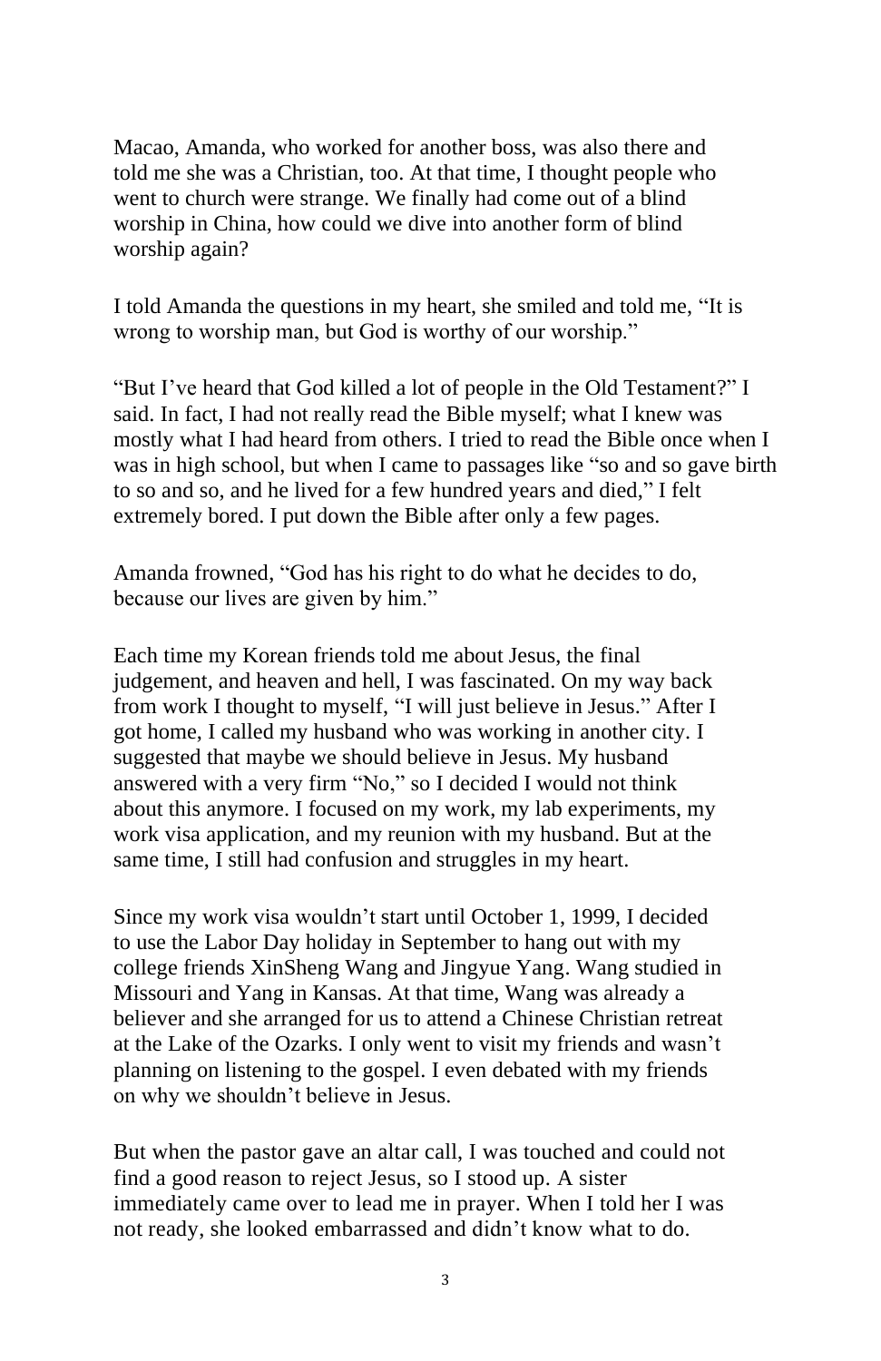Macao, Amanda, who worked for another boss, was also there and told me she was a Christian, too. At that time, I thought people who went to church were strange. We finally had come out of a blind worship in China, how could we dive into another form of blind worship again?

I told Amanda the questions in my heart, she smiled and told me, "It is wrong to worship man, but God is worthy of our worship."

"But I've heard that God killed a lot of people in the Old Testament?" I said. In fact, I had not really read the Bible myself; what I knew was mostly what I had heard from others. I tried to read the Bible once when I was in high school, but when I came to passages like "so and so gave birth to so and so, and he lived for a few hundred years and died," I felt extremely bored. I put down the Bible after only a few pages.

Amanda frowned, "God has his right to do what he decides to do, because our lives are given by him."

Each time my Korean friends told me about Jesus, the final judgement, and heaven and hell, I was fascinated. On my way back from work I thought to myself, "I will just believe in Jesus." After I got home, I called my husband who was working in another city. I suggested that maybe we should believe in Jesus. My husband answered with a very firm "No," so I decided I would not think about this anymore. I focused on my work, my lab experiments, my work visa application, and my reunion with my husband. But at the same time, I still had confusion and struggles in my heart.

Since my work visa wouldn't start until October 1, 1999, I decided to use the Labor Day holiday in September to hang out with my college friends XinSheng Wang and Jingyue Yang. Wang studied in Missouri and Yang in Kansas. At that time, Wang was already a believer and she arranged for us to attend a Chinese Christian retreat at the Lake of the Ozarks. I only went to visit my friends and wasn't planning on listening to the gospel. I even debated with my friends on why we shouldn't believe in Jesus.

But when the pastor gave an altar call, I was touched and could not find a good reason to reject Jesus, so I stood up. A sister immediately came over to lead me in prayer. When I told her I was not ready, she looked embarrassed and didn't know what to do.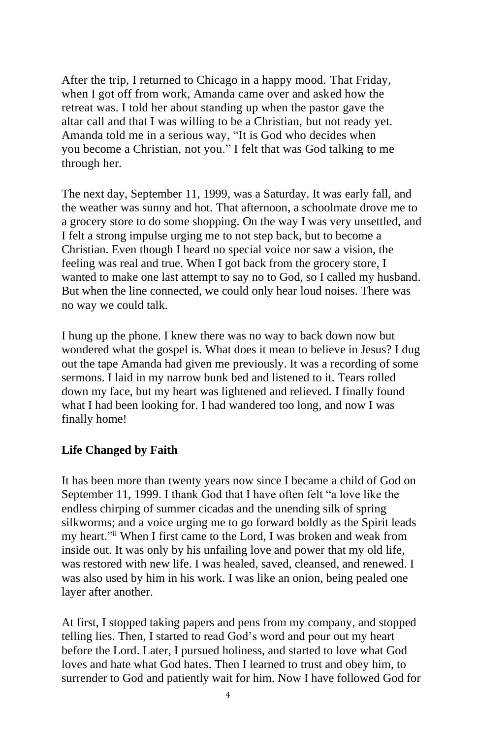After the trip, I returned to Chicago in a happy mood. That Friday, when I got off from work, Amanda came over and asked how the retreat was. I told her about standing up when the pastor gave the altar call and that I was willing to be a Christian, but not ready yet. Amanda told me in a serious way, "It is God who decides when you become a Christian, not you." I felt that was God talking to me through her.

The next day, September 11, 1999, was a Saturday. It was early fall, and the weather was sunny and hot. That afternoon, a schoolmate drove me to a grocery store to do some shopping. On the way I was very unsettled, and I felt a strong impulse urging me to not step back, but to become a Christian. Even though I heard no special voice nor saw a vision, the feeling was real and true. When I got back from the grocery store, I wanted to make one last attempt to say no to God, so I called my husband. But when the line connected, we could only hear loud noises. There was no way we could talk.

I hung up the phone. I knew there was no way to back down now but wondered what the gospel is. What does it mean to believe in Jesus? I dug out the tape Amanda had given me previously. It was a recording of some sermons. I laid in my narrow bunk bed and listened to it. Tears rolled down my face, but my heart was lightened and relieved. I finally found what I had been looking for. I had wandered too long, and now I was finally home!

## Life Changed by Faith

It has been more than twenty years now since I became a child of God on September 11, 1999. I thank God that I have often felt "a love like the endless chirping of summer cicadas and the unending silk of spring silkworms; and a voice urging me to go forward boldly as the Spirit leads my heart."[ii] When I first came to the Lord, I was broken and weak from inside out. It was only by his unfailing love and power that my old life, was restored with new life. I was healed, saved, cleansed, and renewed. I was also used by him in his work. I was like an onion, being pealed one layer after another.

At first, I stopped taking papers and pens from my company, and stopped telling lies. Then, I started to read God's word and pour out my heart before the Lord. Later, I pursued holiness, and started to love what God loves and hate what God hates. Then I learned to trust and obey him, to surrender to God and patiently wait for him. Now I have followed God for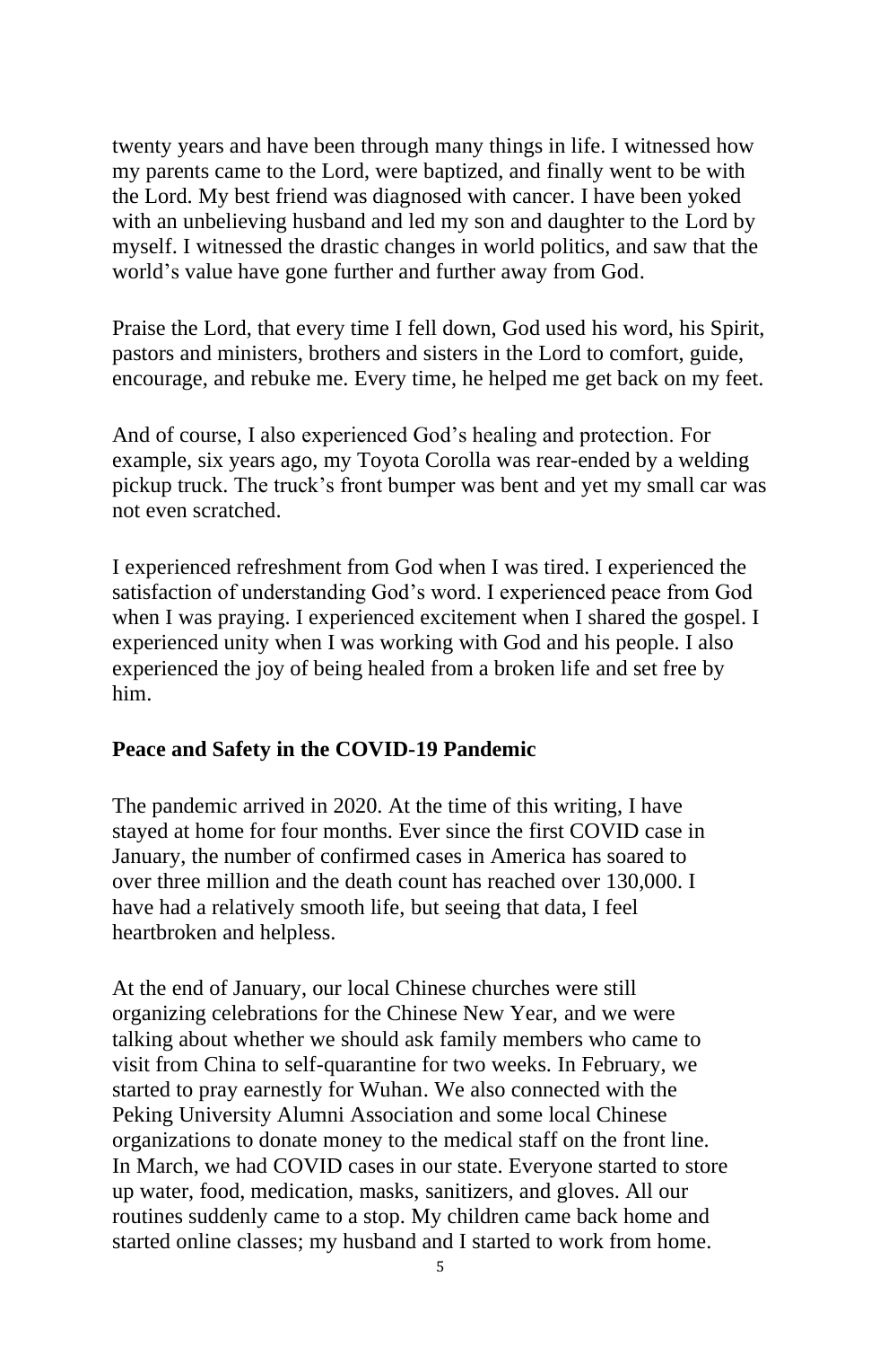twenty years and have been through many things in life. I witnessed how my parents came to the Lord, were baptized, and finally went to be with the Lord. My best friend was diagnosed with cancer. I have been yoked with an unbelieving husband and led my son and daughter to the Lord by myself. I witnessed the drastic changes in world politics, and saw that the world's value have gone further and further away from God.

Praise the Lord, that every time I fell down, God used his word, his Spirit, pastors and ministers, brothers and sisters in the Lord to comfort, guide, encourage, and rebuke me. Every time, he helped me get back on my feet.

And of course, I also experienced God's healing and protection. For example, six years ago, my Toyota Corolla was rear-ended by a welding pickup truck. The truck's front bumper was bent and yet my small car was not even scratched.

I experienced refreshment from God when I was tired. I experienced the satisfaction of understanding God's word. I experienced peace from God when I was praying. I experienced excitement when I shared the gospel. I experienced unity when I was working with God and his people. I also experienced the joy of being healed from a broken life and set free by him.

**Peace and Safety in the COVID-19 Pandemic**

The pandemic arrived in 2020. At the time of this writing, I have stayed at home for four months. Ever since the first COVID case in January, the number of confirmed cases in America has soared to over three million and the death count has reached over 130,000. I have had a relatively smooth life, but seeing that data, I feel heartbroken and helpless.

At the end of January, our local Chinese churches were still organizing celebrations for the Chinese New Year, and we were talking about whether we should ask family members who came to visit from China to self-quarantine for two weeks. In February, we started to pray earnestly for Wuhan. We also connected with the Peking University Alumni Association and some local Chinese organizations to donate money to the medical staff on the front line. In March, we had COVID cases in our state. Everyone started to store up water, food, medication, masks, sanitizers, and gloves. All our routines suddenly came to a stop. My children came back home and started online classes; my husband and I started to work from home.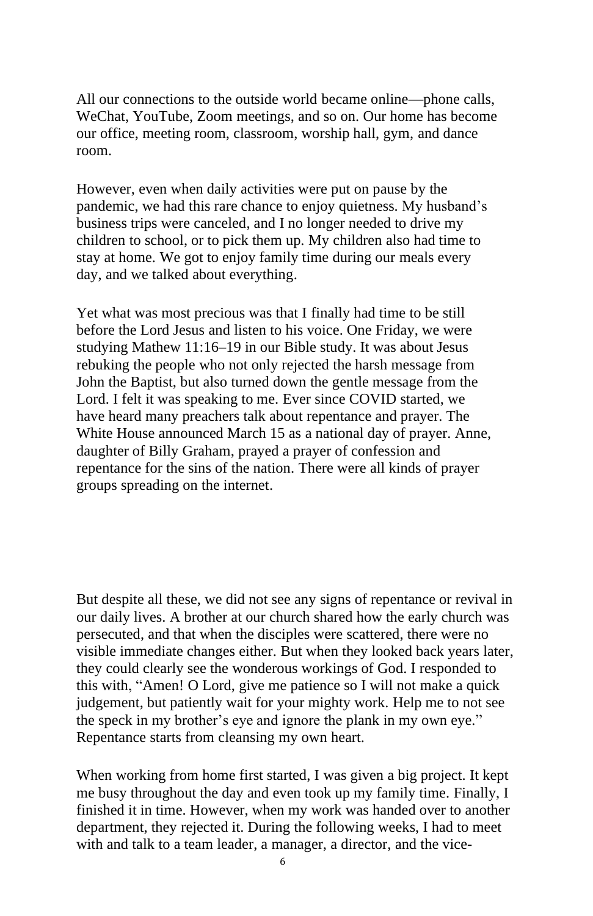All our connections to the outside world became online—phone calls, WeChat, YouTube, Zoom meetings, and so on. Our home has become our office, meeting room, classroom, worship hall, gym, and dance room.

However, even when daily activities were put on pause by the pandemic, we had this rare chance to enjoy quietness. My husband's business trips were canceled, and I no longer needed to drive my children to school, or to pick them up. My children also had time to stay at home. We got to enjoy family time during our meals every day, and we talked about everything.

Yet what was most precious was that I finally had time to be still before the Lord Jesus and listen to his voice. One Friday, we were studying Mathew 11:16–19 in our Bible study. It was about Jesus rebuking the people who not only rejected the harsh message from John the Baptist, but also turned down the gentle message from the Lord. I felt it was speaking to me. Ever since COVID started, we have heard many preachers talk about repentance and prayer. The White House announced March 15 as a national day of prayer. Anne, daughter of Billy Graham, prayed a prayer of confession and repentance for the sins of the nation. There were all kinds of prayer groups spreading on the internet.

But despite all these, we did not see any signs of repentance or revival in our daily lives. A brother at our church shared how the early church was persecuted, and that when the disciples were scattered, there were no visible immediate changes either. But when they looked back years later, they could clearly see the wonderous workings of God. I responded to this with, "Amen! O Lord, give me patience so I will not make a quick judgement, but patiently wait for your mighty work. Help me to not see the speck in my brother's eye and ignore the plank in my own eye." Repentance starts from cleansing my own heart.

When working from home first started, I was given a big project. It kept me busy throughout the day and even took up my family time. Finally, I finished it in time. However, when my work was handed over to another department, they rejected it. During the following weeks, I had to meet with and talk to a team leader, a manager, a director, and the vice-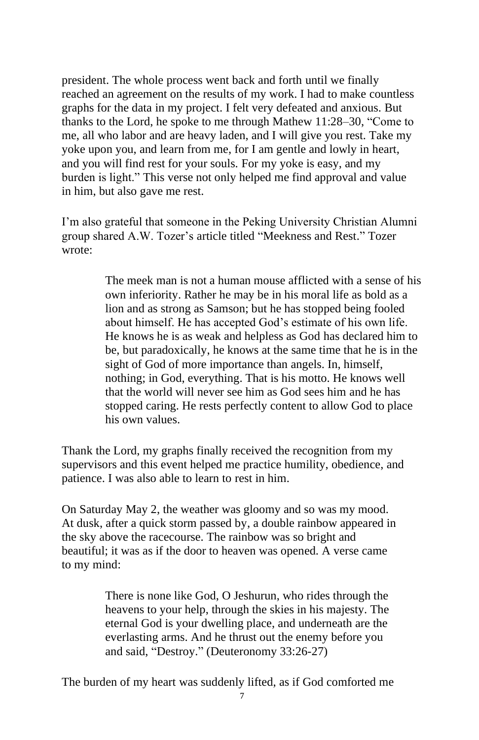president. The whole process went back and forth until we finally reached an agreement on the results of my work. I had to make countless graphs for the data in my project. I felt very defeated and anxious. But thanks to the Lord, he spoke to me through Mathew 11:28–30, "Come to me, all who labor and are heavy laden, and I will give you rest. Take my yoke upon you, and learn from me, for I am gentle and lowly in heart, and you will find rest for your souls. For my yoke is easy, and my burden is light." This verse not only helped me find approval and value in him, but also gave me rest.

I'm also grateful that someone in the Peking University Christian Alumni group shared A.W. Tozer's article titled "Meekness and Rest." Tozer wrote:

> The meek man is not a human mouse afflicted with a sense of his own inferiority. Rather he may be in his moral life as bold as a lion and as strong as Samson; but he has stopped being fooled about himself. He has accepted God's estimate of his own life. He knows he is as weak and helpless as God has declared him to be, but paradoxically, he knows at the same time that he is in the sight of God of more importance than angels. In, himself, nothing; in God, everything. That is his motto. He knows well that the world will never see him as God sees him and he has stopped caring. He rests perfectly content to allow God to place his own values.

Thank the Lord, my graphs finally received the recognition from my supervisors and this event helped me practice humility, obedience, and patience. I was also able to learn to rest in him.

On Saturday May 2, the weather was gloomy and so was my mood. At dusk, after a quick storm passed by, a double rainbow appeared in the sky above the racecourse. The rainbow was so bright and beautiful; it was as if the door to heaven was opened. A verse came to my mind:

> There is none like God, O Jeshurun, who rides through the heavens to your help, through the skies in his majesty. The eternal God is your dwelling place, and underneath are the everlasting arms. And he thrust out the enemy before you and said, "Destroy." (Deuteronomy 33:26-27)

The burden of my heart was suddenly lifted, as if God comforted me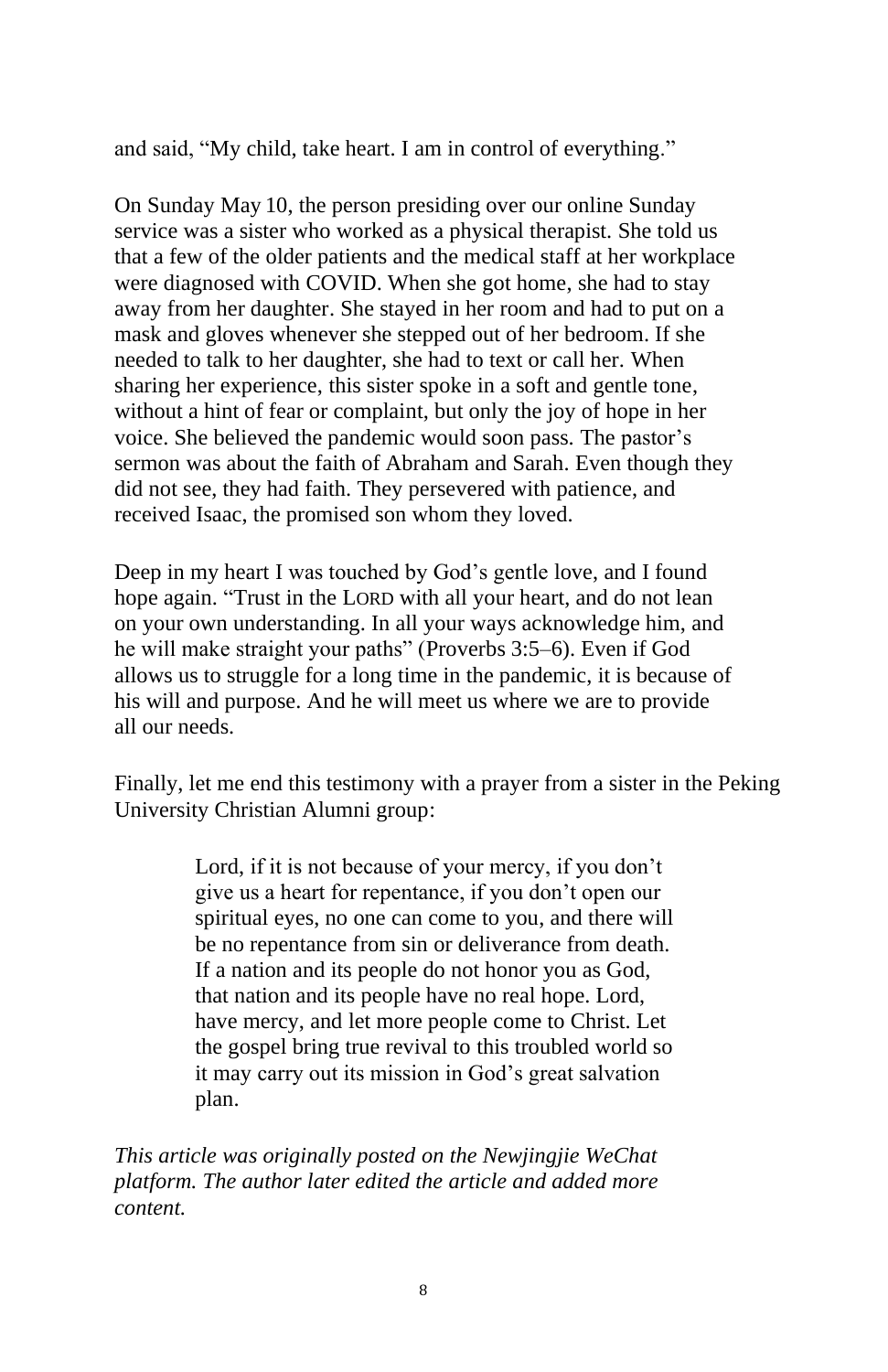and said, "My child, take heart. I am in control of everything."

On Sunday May 10, the person presiding over our online Sunday service was a sister who worked as a physical therapist. She told us that a few of the older patients and the medical staff at her workplace were diagnosed with COVID. When she got home, she had to stay away from her daughter. She stayed in her room and had to put on a mask and gloves whenever she stepped out of her bedroom. If she needed to talk to her daughter, she had to text or call her. When sharing her experience, this sister spoke in a soft and gentle tone, without a hint of fear or complaint, but only the joy of hope in her voice. She believed the pandemic would soon pass. The pastor's sermon was about the faith of Abraham and Sarah. Even though they did not see, they had faith. They persevered with patience, and received Isaac, the promised son whom they loved.

Deep in my heart I was touched by God's gentle love, and I found hope again. "Trust in the LORD with all your heart, and do not lean on your own understanding. In all your ways acknowledge him, and he will make straight your paths" (Proverbs 3:5–6). Even if God allows us to struggle for a long time in the pandemic, it is because of his will and purpose. And he will meet us where we are to provide all our needs.

Finally, let me end this testimony with a prayer from a sister in the Peking University Christian Alumni group:

> Lord, if it is not because of your mercy, if you don't give us a heart for repentance, if you don't open our spiritual eyes, no one can come to you, and there will be no repentance from sin or deliverance from death. If a nation and its people do not honor you as God, that nation and its people have no real hope. Lord, have mercy, and let more people come to Christ. Let the gospel bring true revival to this troubled world so it may carry out its mission in God's great salvation plan.

*This article was originally posted on the Newjingjie WeChat platform. The author later edited the article and added more content.*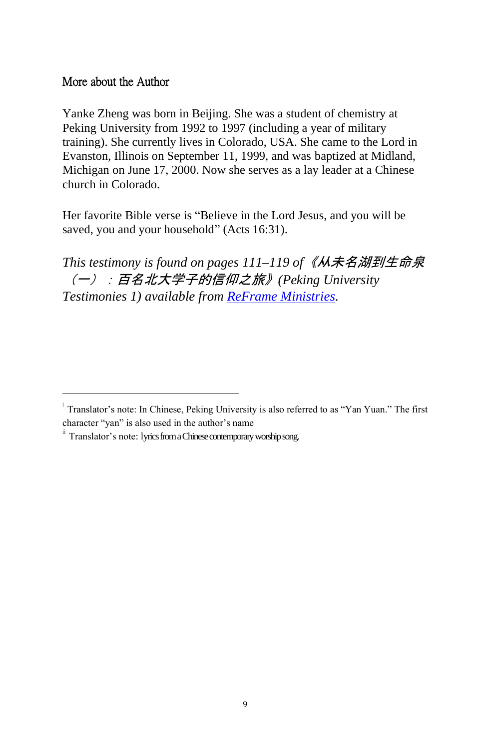## More about the Author

Yanke Zheng was born in Beijing. She was a student of chemistry at Peking University from 1992 to 1997 (including a year of military training). She currently lives in Colorado, USA. She came to the Lord in Evanston, Illinois on September 11, 1999, and was baptized at Midland, Michigan on June 17, 2000. Now she serves as a lay leader at a Chinese church in Colorado.

Her favorite Bible verse is “Believe in the Lord Jesus, and you will be saved, you and your household” (Acts 16:31).

*This testimony is found on pages 111–119 of《从未名湖到生命泉（一）：百名北大学子的信仰之旅》(Peking University Testimonies 1) available from [ReFrame Ministries](ReFrame Ministries).*

---

[i] Translator’s note: In Chinese, Peking University is also referred to as “Yan Yuan.” The first character “yan” is also used in the author’s name

[ii] Translator’s note: lyrics from a Chinese contemporary worship song.